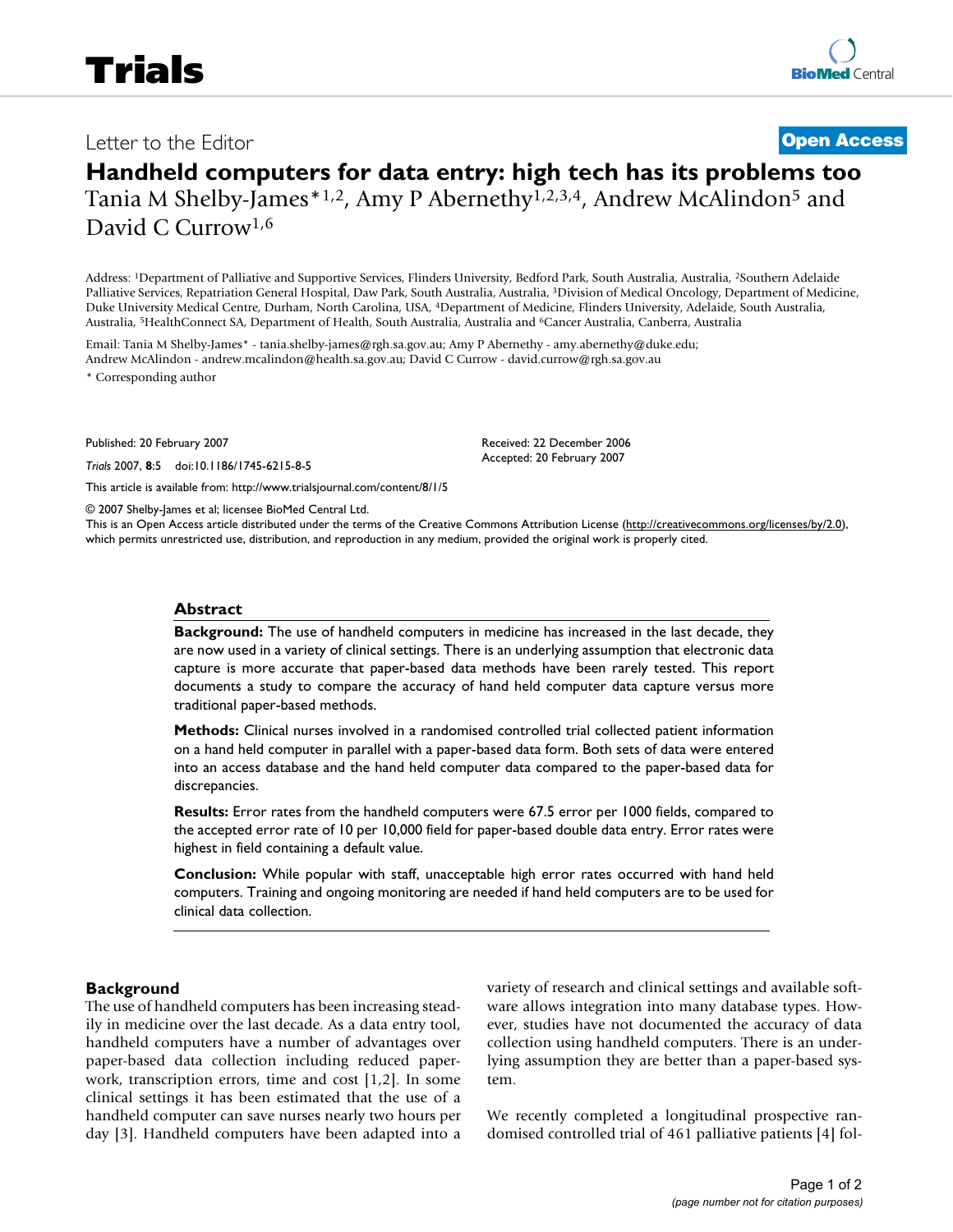Letter to the Editor

**Open Access**

# Handheld computers for data entry: high tech has its problems too

Tania M Shelby-James*[1,2], Amy P Abernethy[1,2,3,4], Andrew McAlindon[5] and David C Currow[1,6]

Address: [1]Department of Palliative and Supportive Services, Flinders University, Bedford Park, South Australia, Australia, [2]Southern Adelaide Palliative Services, Repatriation General Hospital, Daw Park, South Australia, Australia, [3]Division of Medical Oncology, Department of Medicine, Duke University Medical Centre, Durham, North Carolina, USA, [4]Department of Medicine, Flinders University, Adelaide, South Australia, Australia, [5]HealthConnect SA, Department of Health, South Australia, Australia and [6]Cancer Australia, Canberra, Australia

Email: Tania M Shelby-James* - tania.shelby-james@rgh.sa.gov.au; Amy P Abernethy - amy.abernethy@duke.edu; Andrew McAlindon - andrew.mcalindon@health.sa.gov.au; David C Currow - david.currow@rgh.sa.gov.au

* Corresponding author

Published: 20 February 2007

*Trials* 2007, **8**:5 doi:10.1186/1745-6215-8-5

Received: 22 December 2006
Accepted: 20 February 2007

This article is available from: http://www.trialsjournal.com/content/8/1/5

© 2007 Shelby-James et al; licensee BioMed Central Ltd.
This is an Open Access article distributed under the terms of the Creative Commons Attribution License (http://creativecommons.org/licenses/by/2.0), which permits unrestricted use, distribution, and reproduction in any medium, provided the original work is properly cited.

## Abstract

**Background:** The use of handheld computers in medicine has increased in the last decade, they are now used in a variety of clinical settings. There is an underlying assumption that electronic data capture is more accurate that paper-based data methods have been rarely tested. This report documents a study to compare the accuracy of hand held computer data capture versus more traditional paper-based methods.

**Methods:** Clinical nurses involved in a randomised controlled trial collected patient information on a hand held computer in parallel with a paper-based data form. Both sets of data were entered into an access database and the hand held computer data compared to the paper-based data for discrepancies.

**Results:** Error rates from the handheld computers were 67.5 error per 1000 fields, compared to the accepted error rate of 10 per 10,000 field for paper-based double data entry. Error rates were highest in field containing a default value.

**Conclusion:** While popular with staff, unacceptable high error rates occurred with hand held computers. Training and ongoing monitoring are needed if hand held computers are to be used for clinical data collection.

## Background

The use of handheld computers has been increasing steadily in medicine over the last decade. As a data entry tool, handheld computers have a number of advantages over paper-based data collection including reduced paperwork, transcription errors, time and cost [1,2]. In some clinical settings it has been estimated that the use of a handheld computer can save nurses nearly two hours per day [3]. Handheld computers have been adapted into a variety of research and clinical settings and available software allows integration into many database types. However, studies have not documented the accuracy of data collection using handheld computers. There is an underlying assumption they are better than a paper-based system.

We recently completed a longitudinal prospective randomised controlled trial of 461 palliative patients [4] fol-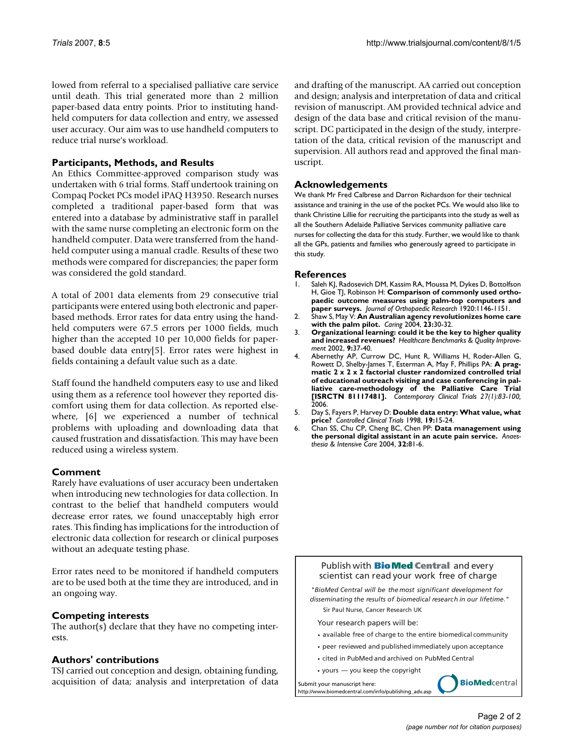lowed from referral to a specialised palliative care service until death. This trial generated more than 2 million paper-based data entry points. Prior to instituting handheld computers for data collection and entry, we assessed user accuracy. Our aim was to use handheld computers to reduce trial nurse's workload.

### Participants, Methods, and Results

An Ethics Committee-approved comparison study was undertaken with 6 trial forms. Staff undertook training on Compaq Pocket PCs model iPAQ H3950. Research nurses completed a traditional paper-based form that was entered into a database by administrative staff in parallel with the same nurse completing an electronic form on the handheld computer. Data were transferred from the handheld computer using a manual cradle. Results of these two methods were compared for discrepancies; the paper form was considered the gold standard.

A total of 2001 data elements from 29 consecutive trial participants were entered using both electronic and paper-based methods. Error rates for data entry using the handheld computers were 67.5 errors per 1000 fields, much higher than the accepted 10 per 10,000 fields for paper-based double data entry[5]. Error rates were highest in fields containing a default value such as a date.

Staff found the handheld computers easy to use and liked using them as a reference tool however they reported discomfort using them for data collection. As reported elsewhere, [6] we experienced a number of technical problems with uploading and downloading data that caused frustration and dissatisfaction. This may have been reduced using a wireless system.

### Comment

Rarely have evaluations of user accuracy been undertaken when introducing new technologies for data collection. In contrast to the belief that handheld computers would decrease error rates, we found unacceptably high error rates. This finding has implications for the introduction of electronic data collection for research or clinical purposes without an adequate testing phase.

Error rates need to be monitored if handheld computers are to be used both at the time they are introduced, and in an ongoing way.

### Competing interests

The author(s) declare that they have no competing interests.

### Authors' contributions

TSJ carried out conception and design, obtaining funding, acquisition of data; analysis and interpretation of data and drafting of the manuscript. AA carried out conception and design; analysis and interpretation of data and critical revision of manuscript. AM provided technical advice and design of the data base and critical revision of the manuscript. DC participated in the design of the study, interpretation of the data, critical revision of the manuscript and supervision. All authors read and approved the final manuscript.

### Acknowledgements

We thank Mr Fred Calbrese and Darron Richardson for their technical assistance and training in the use of the pocket PCs. We would also like to thank Christine Lillie for recruiting the participants into the study as well as all the Southern Adelaide Palliative Services community palliative care nurses for collecting the data for this study. Further, we would like to thank all the GPs, patients and families who generously agreed to participate in this study.

### References

1. Saleh KJ, Radosevich DM, Kassim RA, Moussa M, Dykes D, Bottolfson H, Gioe TJ, Robinson H: **Comparison of commonly used orthopaedic outcome measures using palm-top computers and paper surveys.** *Journal of Orthopaedic Research* 1920:1146-1151.
2. Shaw S, May V: **An Australian agency revolutionizes home care with the palm pilot.** *Caring* 2004, **23:**30-32.
3. **Organizational learning: could it be the key to higher quality and increased revenues?** *Healthcare Benchmarks & Quality Improvement* 2002, **9:**37-40.
4. Abernethy AP, Currow DC, Hunt R, Williams H, Roder-Allen G, Rowett D, Shelby-James T, Esterman A, May F, Phillips PA: **A pragmatic 2 x 2 x 2 factorial cluster randomized controlled trial of educational outreach visiting and case conferencing in palliative care-methodology of the Palliative Care Trial [ISRCTN 81117481].** *Contemporary Clinical Trials 27(1):83-100,* 2006.
5. Day S, Fayers P, Harvey D: **Double data entry: What value, what price?** *Controlled Clinical Trials* 1998, **19:**15-24.
6. Chan SS, Chu CP, Cheng BC, Chen PP: **Data management using the personal digital assistant in an acute pain service.** *Anaesthesia & Intensive Care* 2004, **32:**81-6.

Publish with **BioMed Central** and every scientist can read your work free of charge

*"BioMed Central will be the most significant development for disseminating the results of biomedical research in our lifetime."*
Sir Paul Nurse, Cancer Research UK

Your research papers will be:

- available free of charge to the entire biomedical community
- peer reviewed and published immediately upon acceptance
- cited in PubMed and archived on PubMed Central
- yours — you keep the copyright

Submit your manuscript here:
http://www.biomedcentral.com/info/publishing_adv.asp

BioMedcentral